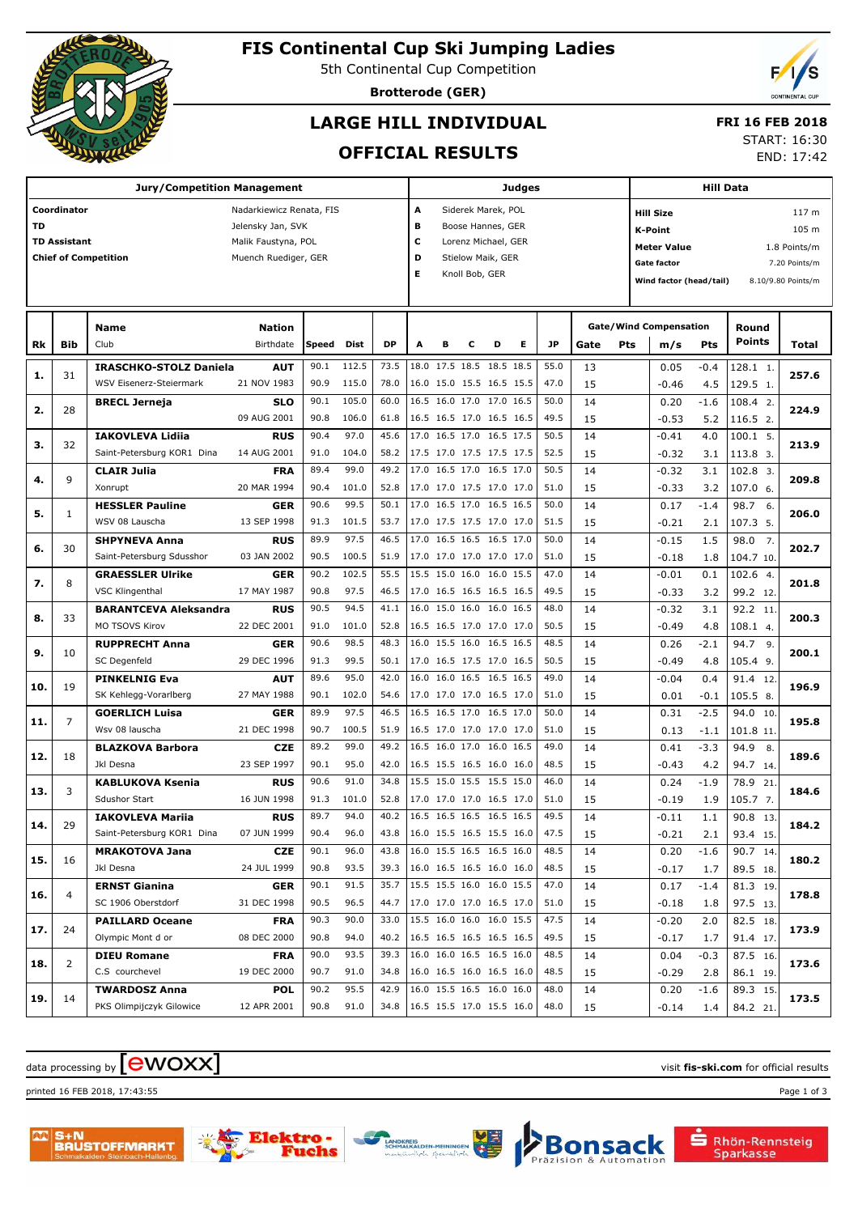# FIS Continental Cup Ski Jumping Ladies

5th Continental Cup Competition

**Brotterode (GER)**

## LARGE HILL INDIVIDUAL

## OFFICIAL RESULTS

**FRI 16 FEB 2018**

START: 16:30

END: 17:42

| Jury/Competition Management | | Judges | | Hill Data | |
|---|---|---|---|---|---|
| **Coordinator** | Nadarkiewicz Renata, FIS | **A** | Siderek Marek, POL | **Hill Size** | 117 m |
| **TD** | Jelensky Jan, SVK | **B** | Boose Hannes, GER | **K-Point** | 105 m |
| **TD Assistant** | Malik Faustyna, POL | **C** | Lorenz Michael, GER | **Meter Value** | 1.8 Points/m |
| **Chief of Competition** | Muench Ruediger, GER | **D** | Stielow Maik, GER | **Gate factor** | 7.20 Points/m |
| | | **E** | Knoll Bob, GER | **Wind factor (head/tail)** | 8.10/9.80 Points/m |

| Rk | Bib | Name / Club | Nation / Birthdate | Speed | Dist | DP | A | B | C | D | E | JP | Gate | Pts | m/s | Pts | Round Points | Total |
|---|---|---|---|---|---|---|---|---|---|---|---|---|---|---|---|---|---|---|
| 1. | 31 | **IRASCHKO-STOLZ Daniela** | **AUT** | 90.1 | 112.5 | 73.5 | 18.0 | 17.5 | 18.5 | 18.5 | 18.5 | 55.0 | 13 | | 0.05 | -0.4 | 128.1 1. | 257.6 |
| | | WSV Eisenerz-Steiermark | 21 NOV 1983 | 90.9 | 115.0 | 78.0 | 16.0 | 15.0 | 15.5 | 16.5 | 15.5 | 47.0 | 15 | | -0.46 | 4.5 | 129.5 1. | |
| 2. | 28 | **BRECL Jerneja** | **SLO** | 90.1 | 105.0 | 60.0 | 16.5 | 16.0 | 17.0 | 17.0 | 16.5 | 50.0 | 14 | | 0.20 | -1.6 | 108.4 2. | 224.9 |
| | | | 09 AUG 2001 | 90.8 | 106.0 | 61.8 | 16.5 | 16.5 | 17.0 | 16.5 | 16.5 | 49.5 | 15 | | -0.53 | 5.2 | 116.5 2. | |
| 3. | 32 | **IAKOVLEVA Lidiia** | **RUS** | 90.4 | 97.0 | 45.6 | 17.0 | 16.5 | 17.0 | 16.5 | 17.5 | 50.5 | 14 | | -0.41 | 4.0 | 100.1 5. | 213.9 |
| | | Saint-Petersburg KOR1 Dina | 14 AUG 2001 | 91.0 | 104.0 | 58.2 | 17.5 | 17.0 | 17.5 | 17.5 | 17.5 | 52.5 | 15 | | -0.32 | 3.1 | 113.8 3. | |
| 4. | 9 | **CLAIR Julia** | **FRA** | 89.4 | 99.0 | 49.2 | 17.0 | 16.5 | 17.0 | 16.5 | 17.0 | 50.5 | 14 | | -0.32 | 3.1 | 102.8 3. | 209.8 |
| | | Xonrupt | 20 MAR 1994 | 90.4 | 101.0 | 52.8 | 17.0 | 17.0 | 17.5 | 17.0 | 17.0 | 51.0 | 15 | | -0.33 | 3.2 | 107.0 6. | |
| 5. | 1 | **HESSLER Pauline** | **GER** | 90.6 | 99.5 | 50.1 | 17.0 | 16.5 | 17.0 | 16.5 | 16.5 | 50.0 | 14 | | 0.17 | -1.4 | 98.7 6. | 206.0 |
| | | WSV 08 Lauscha | 13 SEP 1998 | 91.3 | 101.5 | 53.7 | 17.0 | 17.5 | 17.5 | 17.0 | 17.0 | 51.5 | 15 | | -0.21 | 2.1 | 107.3 5. | |
| 6. | 30 | **SHPYNEVA Anna** | **RUS** | 89.9 | 97.5 | 46.5 | 17.0 | 16.5 | 16.5 | 16.5 | 17.0 | 50.0 | 14 | | -0.15 | 1.5 | 98.0 7. | 202.7 |
| | | Saint-Petersburg Sdusshor | 03 JAN 2002 | 90.5 | 100.5 | 51.9 | 17.0 | 17.0 | 17.0 | 17.0 | 17.0 | 51.0 | 15 | | -0.18 | 1.8 | 104.7 10. | |
| 7. | 8 | **GRAESSLER Ulrike** | **GER** | 90.2 | 102.5 | 55.5 | 15.5 | 15.0 | 16.0 | 16.0 | 15.5 | 47.0 | 14 | | -0.01 | 0.1 | 102.6 4. | 201.8 |
| | | VSC Klingenthal | 17 MAY 1987 | 90.8 | 97.5 | 46.5 | 17.0 | 16.5 | 16.5 | 16.5 | 16.5 | 49.5 | 15 | | -0.33 | 3.2 | 99.2 12. | |
| 8. | 33 | **BARANTCEVA Aleksandra** | **RUS** | 90.5 | 94.5 | 41.1 | 16.0 | 15.0 | 16.0 | 16.0 | 16.5 | 48.0 | 14 | | -0.32 | 3.1 | 92.2 11. | 200.3 |
| | | MO TSOVS Kirov | 22 DEC 2001 | 91.0 | 101.0 | 52.8 | 16.5 | 16.5 | 17.0 | 17.0 | 17.0 | 50.5 | 15 | | -0.49 | 4.8 | 108.1 4. | |
| 9. | 10 | **RUPPRECHT Anna** | **GER** | 90.6 | 98.5 | 48.3 | 16.0 | 15.5 | 16.0 | 16.5 | 16.5 | 48.5 | 14 | | 0.26 | -2.1 | 94.7 9. | 200.1 |
| | | SC Degenfeld | 29 DEC 1996 | 91.3 | 99.5 | 50.1 | 17.0 | 16.5 | 17.5 | 17.0 | 16.5 | 50.5 | 15 | | -0.49 | 4.8 | 105.4 9. | |
| 10. | 19 | **PINKELNIG Eva** | **AUT** | 89.6 | 95.0 | 42.0 | 16.0 | 16.0 | 16.5 | 16.5 | 16.5 | 49.0 | 14 | | -0.04 | 0.4 | 91.4 12. | 196.9 |
| | | SK Kehlegg-Vorarlberg | 27 MAY 1988 | 90.1 | 102.0 | 54.6 | 17.0 | 17.0 | 17.0 | 16.5 | 17.0 | 51.0 | 15 | | 0.01 | -0.1 | 105.5 8. | |
| 11. | 7 | **GOERLICH Luisa** | **GER** | 89.9 | 97.5 | 46.5 | 16.5 | 16.5 | 17.0 | 16.5 | 17.0 | 50.0 | 14 | | 0.31 | -2.5 | 94.0 10. | 195.8 |
| | | Wsv 08 lauscha | 21 DEC 1998 | 90.7 | 100.5 | 51.9 | 16.5 | 17.0 | 17.0 | 17.0 | 17.0 | 51.0 | 15 | | 0.13 | -1.1 | 101.8 11. | |
| 12. | 18 | **BLAZKOVA Barbora** | **CZE** | 89.2 | 99.0 | 49.2 | 16.5 | 16.0 | 17.0 | 16.0 | 16.5 | 49.0 | 14 | | 0.41 | -3.3 | 94.9 8. | 189.6 |
| | | Jkl Desna | 23 SEP 1997 | 90.1 | 95.0 | 42.0 | 16.5 | 15.5 | 16.5 | 16.0 | 16.0 | 48.5 | 15 | | -0.43 | 4.2 | 94.7 14. | |
| 13. | 3 | **KABLUKOVA Ksenia** | **RUS** | 90.6 | 91.0 | 34.8 | 15.5 | 15.0 | 15.5 | 15.5 | 15.0 | 46.0 | 14 | | 0.24 | -1.9 | 78.9 21. | 184.6 |
| | | Sdushor Start | 16 JUN 1998 | 91.3 | 101.0 | 52.8 | 17.0 | 17.0 | 17.0 | 16.5 | 17.0 | 51.0 | 15 | | -0.19 | 1.9 | 105.7 7. | |
| 14. | 29 | **IAKOVLEVA Mariia** | **RUS** | 89.7 | 94.0 | 40.2 | 16.5 | 16.5 | 16.5 | 16.5 | 16.5 | 49.5 | 14 | | -0.11 | 1.1 | 90.8 13. | 184.2 |
| | | Saint-Petersburg KOR1 Dina | 07 JUN 1999 | 90.4 | 96.0 | 43.8 | 16.0 | 15.5 | 16.5 | 15.5 | 16.0 | 47.5 | 15 | | -0.21 | 2.1 | 93.4 15. | |
| 15. | 16 | **MRAKOTOVA Jana** | **CZE** | 90.1 | 96.0 | 43.8 | 16.0 | 15.5 | 16.5 | 16.5 | 16.0 | 48.5 | 14 | | 0.20 | -1.6 | 90.7 14. | 180.2 |
| | | Jkl Desna | 24 JUL 1999 | 90.8 | 93.5 | 39.3 | 16.0 | 16.5 | 16.5 | 16.0 | 16.0 | 48.5 | 15 | | -0.17 | 1.7 | 89.5 18. | |
| 16. | 4 | **ERNST Gianina** | **GER** | 90.1 | 91.5 | 35.7 | 15.5 | 15.5 | 16.0 | 16.0 | 15.5 | 47.0 | 14 | | 0.17 | -1.4 | 81.3 19. | 178.8 |
| | | SC 1906 Oberstdorf | 31 DEC 1998 | 90.5 | 96.5 | 44.7 | 17.0 | 17.0 | 17.0 | 16.5 | 17.0 | 51.0 | 15 | | -0.18 | 1.8 | 97.5 13. | |
| 17. | 24 | **PAILLARD Oceane** | **FRA** | 90.3 | 90.0 | 33.0 | 15.5 | 16.0 | 16.0 | 16.0 | 15.5 | 47.5 | 14 | | -0.20 | 2.0 | 82.5 18. | 173.9 |
| | | Olympic Mont d or | 08 DEC 2000 | 90.8 | 94.0 | 40.2 | 16.5 | 16.5 | 16.5 | 16.5 | 16.5 | 49.5 | 15 | | -0.17 | 1.7 | 91.4 17. | |
| 18. | 2 | **DIEU Romane** | **FRA** | 90.0 | 93.5 | 39.3 | 16.0 | 16.0 | 16.5 | 16.5 | 16.0 | 48.5 | 14 | | 0.04 | -0.3 | 87.5 16. | 173.6 |
| | | C.S courchevel | 19 DEC 2000 | 90.7 | 91.0 | 34.8 | 16.0 | 16.5 | 16.0 | 16.5 | 16.0 | 48.5 | 15 | | -0.29 | 2.8 | 86.1 19. | |
| 19. | 14 | **TWARDOSZ Anna** | **POL** | 90.2 | 95.5 | 42.9 | 16.0 | 15.5 | 16.5 | 16.0 | 16.0 | 48.0 | 14 | | 0.20 | -1.6 | 89.3 15. | 173.5 |
| | | PKS Olimpijczyk Gilowice | 12 APR 2001 | 90.8 | 91.0 | 34.8 | 16.5 | 15.5 | 17.0 | 15.5 | 16.0 | 48.0 | 15 | | -0.14 | 1.4 | 84.2 21. | |

data processing by ewoxx — visit **fis-ski.com** for official results

printed 16 FEB 2018, 17:43:55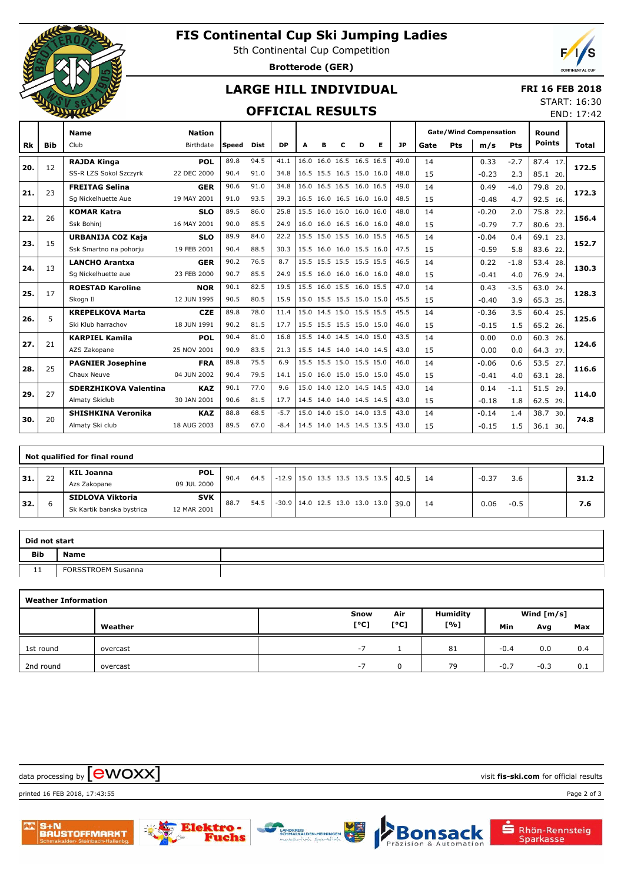# FIS Continental Cup Ski Jumping Ladies

5th Continental Cup Competition

**Brotterode (GER)**

## LARGE HILL INDIVIDUAL

## OFFICIAL RESULTS

**FRI 16 FEB 2018**

START: 16:30

END: 17:42

| Rk | Bib | Name / Club | Nation / Birthdate | Speed | Dist | DP | A | B | C | D | E | JP | Gate | Pts | m/s | Pts | Round Points | Total |
|---|---|---|---|---|---|---|---|---|---|---|---|---|---|---|---|---|---|---|
| 20. | 12 | **RAJDA Kinga** | **POL** | 89.8 | 94.5 | 41.1 | 16.0 | 16.0 | 16.5 | 16.5 | 16.5 | 49.0 | 14 | | 0.33 | -2.7 | 87.4 17. | **172.5** |
| | | SS-R LZS Sokol Szczyrk | 22 DEC 2000 | 90.4 | 91.0 | 34.8 | 16.5 | 15.5 | 16.5 | 15.0 | 16.0 | 48.0 | 15 | | -0.23 | 2.3 | 85.1 20. | |
| 21. | 23 | **FREITAG Selina** | **GER** | 90.6 | 91.0 | 34.8 | 16.0 | 16.5 | 16.5 | 16.0 | 16.5 | 49.0 | 14 | | 0.49 | -4.0 | 79.8 20. | **172.3** |
| | | Sg Nickelhuette Aue | 19 MAY 2001 | 91.0 | 93.5 | 39.3 | 16.5 | 16.0 | 16.5 | 16.0 | 16.0 | 48.5 | 15 | | -0.48 | 4.7 | 92.5 16. | |
| 22. | 26 | **KOMAR Katra** | **SLO** | 89.5 | 86.0 | 25.8 | 15.5 | 16.0 | 16.0 | 16.0 | 16.0 | 48.0 | 14 | | -0.20 | 2.0 | 75.8 22. | **156.4** |
| | | Ssk Bohinj | 16 MAY 2001 | 90.0 | 85.5 | 24.9 | 16.0 | 16.0 | 16.5 | 16.0 | 16.0 | 48.0 | 15 | | -0.79 | 7.7 | 80.6 23. | |
| 23. | 15 | **URBANIJA COZ Kaja** | **SLO** | 89.9 | 84.0 | 22.2 | 15.5 | 15.0 | 15.5 | 16.0 | 15.5 | 46.5 | 14 | | -0.04 | 0.4 | 69.1 23. | **152.7** |
| | | Ssk Smartno na pohorju | 19 FEB 2001 | 90.4 | 88.5 | 30.3 | 15.5 | 16.0 | 16.0 | 15.5 | 16.0 | 47.5 | 15 | | -0.59 | 5.8 | 83.6 22. | |
| 24. | 13 | **LANCHO Arantxa** | **GER** | 90.2 | 76.5 | 8.7 | 15.5 | 15.5 | 15.5 | 15.5 | 15.5 | 46.5 | 14 | | 0.22 | -1.8 | 53.4 28. | **130.3** |
| | | Sg Nickelhuette aue | 23 FEB 2000 | 90.7 | 85.5 | 24.9 | 15.5 | 16.0 | 16.0 | 16.0 | 16.0 | 48.0 | 15 | | -0.41 | 4.0 | 76.9 24. | |
| 25. | 17 | **ROESTAD Karoline** | **NOR** | 90.1 | 82.5 | 19.5 | 15.5 | 16.0 | 15.5 | 16.0 | 15.5 | 47.0 | 14 | | 0.43 | -3.5 | 63.0 24. | **128.3** |
| | | Skogn Il | 12 JUN 1995 | 90.5 | 80.5 | 15.9 | 15.0 | 15.5 | 15.5 | 15.0 | 15.0 | 45.5 | 15 | | -0.40 | 3.9 | 65.3 25. | |
| 26. | 5 | **KREPELKOVA Marta** | **CZE** | 89.8 | 78.0 | 11.4 | 15.0 | 14.5 | 15.0 | 15.5 | 15.5 | 45.5 | 14 | | -0.36 | 3.5 | 60.4 25. | **125.6** |
| | | Ski Klub harrachov | 18 JUN 1991 | 90.2 | 81.5 | 17.7 | 15.5 | 15.5 | 15.5 | 15.0 | 15.0 | 46.0 | 15 | | -0.15 | 1.5 | 65.2 26. | |
| 27. | 21 | **KARPIEL Kamila** | **POL** | 90.4 | 81.0 | 16.8 | 15.5 | 14.0 | 14.5 | 14.0 | 15.0 | 43.5 | 14 | | 0.00 | 0.0 | 60.3 26. | **124.6** |
| | | AZS Zakopane | 25 NOV 2001 | 90.9 | 83.5 | 21.3 | 15.5 | 14.5 | 14.0 | 14.0 | 14.5 | 43.0 | 15 | | 0.00 | 0.0 | 64.3 27. | |
| 28. | 25 | **PAGNIER Josephine** | **FRA** | 89.8 | 75.5 | 6.9 | 15.5 | 15.5 | 15.0 | 15.5 | 15.0 | 46.0 | 14 | | -0.06 | 0.6 | 53.5 27. | **116.6** |
| | | Chaux Neuve | 04 JUN 2002 | 90.4 | 79.5 | 14.1 | 15.0 | 16.0 | 15.0 | 15.0 | 15.0 | 45.0 | 15 | | -0.41 | 4.0 | 63.1 28. | |
| 29. | 27 | **SDERZHIKOVA Valentina** | **KAZ** | 90.1 | 77.0 | 9.6 | 15.0 | 14.0 | 12.0 | 14.5 | 14.5 | 43.0 | 14 | | 0.14 | -1.1 | 51.5 29. | **114.0** |
| | | Almaty Skiclub | 30 JAN 2001 | 90.6 | 81.5 | 17.7 | 14.5 | 14.0 | 14.0 | 14.5 | 14.5 | 43.0 | 15 | | -0.18 | 1.8 | 62.5 29. | |
| 30. | 20 | **SHISHKINA Veronika** | **KAZ** | 88.8 | 68.5 | -5.7 | 15.0 | 14.0 | 15.0 | 14.0 | 13.5 | 43.0 | 14 | | -0.14 | 1.4 | 38.7 30. | **74.8** |
| | | Almaty Ski club | 18 AUG 2003 | 89.5 | 67.0 | -8.4 | 14.5 | 14.0 | 14.5 | 14.5 | 13.5 | 43.0 | 15 | | -0.15 | 1.5 | 36.1 30. | |

### Not qualified for final round

| Rk | Bib | Name / Club | Nation / Birthdate | Speed | Dist | DP | A | B | C | D | E | JP | Gate | Pts | m/s | Pts | Round Points | Total |
|---|---|---|---|---|---|---|---|---|---|---|---|---|---|---|---|---|---|---|
| 31. | 22 | **KIL Joanna** | **POL** | 90.4 | 64.5 | -12.9 | 15.0 | 13.5 | 13.5 | 13.5 | 13.5 | 40.5 | 14 | | -0.37 | 3.6 | | **31.2** |
| | | Azs Zakopane | 09 JUL 2000 | | | | | | | | | | | | | | | |
| 32. | 6 | **SIDLOVA Viktoria** | **SVK** | 88.7 | 54.5 | -30.9 | 14.0 | 12.5 | 13.0 | 13.0 | 13.0 | 39.0 | 14 | | 0.06 | -0.5 | | **7.6** |
| | | Sk Kartik banska bystrica | 12 MAR 2001 | | | | | | | | | | | | | | | |

### Did not start

| Bib | Name |
|---|---|
| 11 | FORSSTROEM Susanna |

### Weather Information

| | Weather | Snow [°C] | Air [°C] | Humidity [%] | Wind [m/s] Min | Avg | Max |
|---|---|---|---|---|---|---|---|
| 1st round | overcast | -7 | 1 | 81 | -0.4 | 0.0 | 0.4 |
| 2nd round | overcast | -7 | 0 | 79 | -0.7 | -0.3 | 0.1 |

data processing by ewoxx — visit **fis-ski.com** for official results

printed 16 FEB 2018, 17:43:55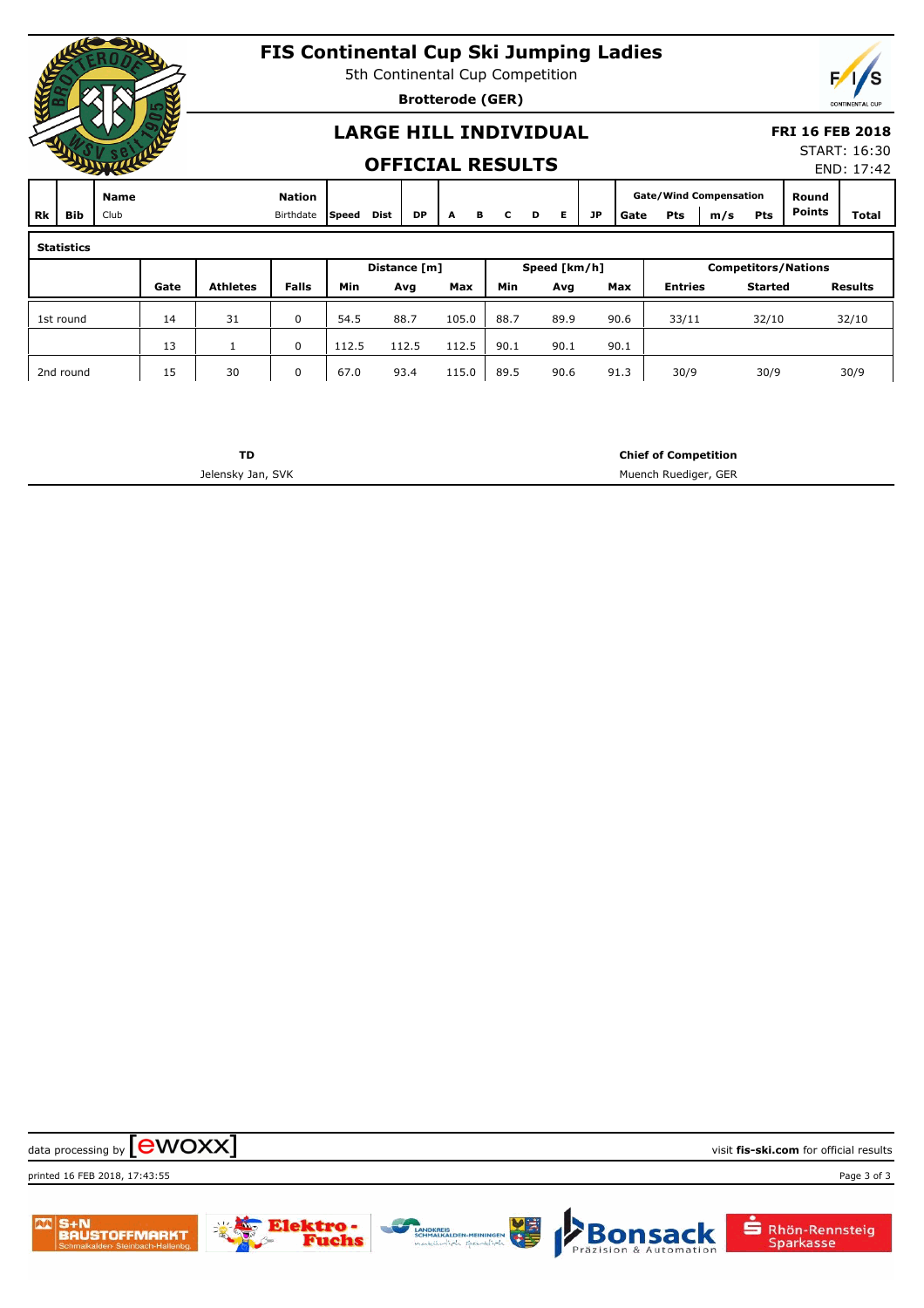# FIS Continental Cup Ski Jumping Ladies

5th Continental Cup Competition

**Brotterode (GER)**

## LARGE HILL INDIVIDUAL

## OFFICIAL RESULTS

**FRI 16 FEB 2018**

START: 16:30

END: 17:42

| Rk | Bib | Name / Club | Nation / Birthdate | Speed | Dist | DP | A | B | C | D | E | JP | Gate | Pts | m/s | Pts | Round Points | Total |
|---|---|---|---|---|---|---|---|---|---|---|---|---|---|---|---|---|---|---|

**Statistics**

| | Gate | Athletes | Falls | Distance [m] Min | Avg | Max | Speed [km/h] Min | Avg | Max | Competitors/Nations Entries | Started | Results |
|---|---|---|---|---|---|---|---|---|---|---|---|---|
| 1st round | 14 | 31 | 0 | 54.5 | 88.7 | 105.0 | 88.7 | 89.9 | 90.6 | 33/11 | 32/10 | 32/10 |
| | 13 | 1 | 0 | 112.5 | 112.5 | 112.5 | 90.1 | 90.1 | 90.1 | | | |
| 2nd round | 15 | 30 | 0 | 67.0 | 93.4 | 115.0 | 89.5 | 90.6 | 91.3 | 30/9 | 30/9 | 30/9 |

| TD | Chief of Competition |
|---|---|
| Jelensky Jan, SVK | Muench Ruediger, GER |

data processing by [ewoxx]

visit **fis-ski.com** for official results

printed 16 FEB 2018, 17:43:55